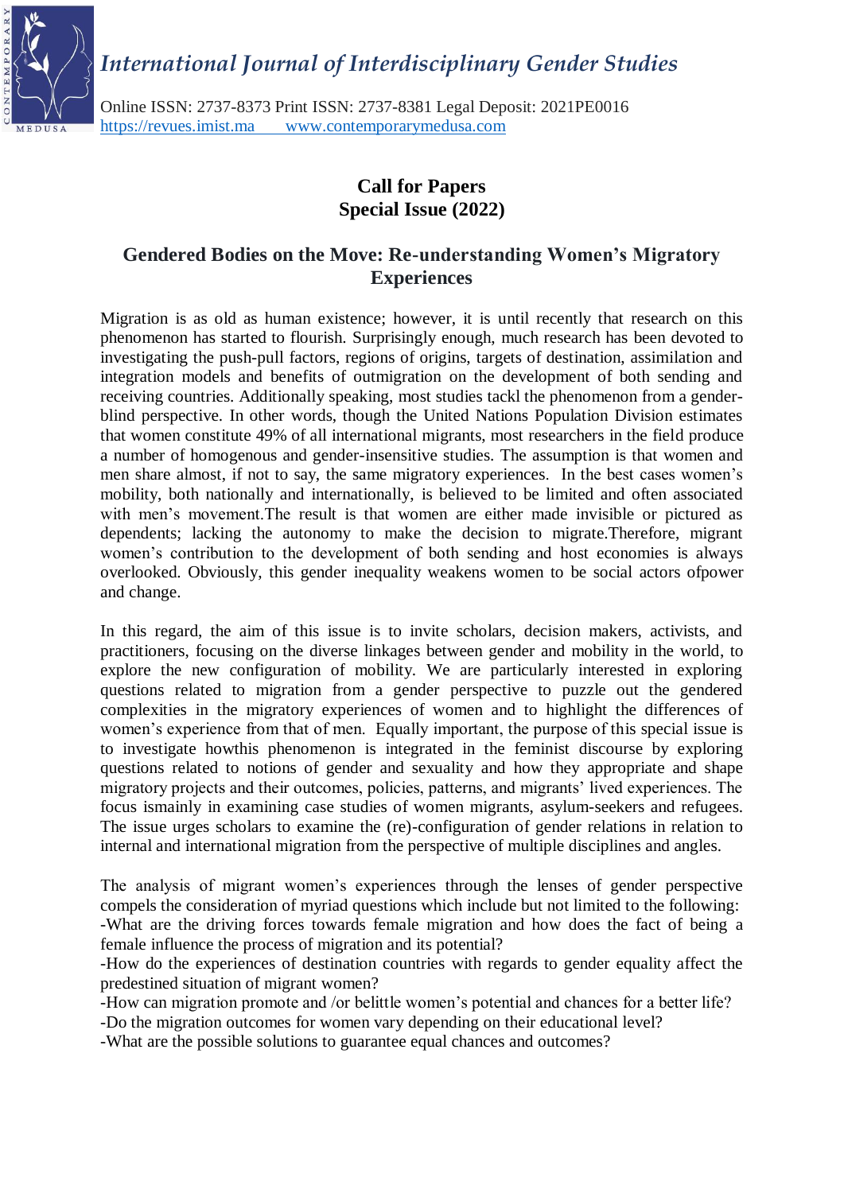*International Journal of Interdisciplinary Gender Studies*

Online ISSN: 2737-8373 Print ISSN: 2737-8381 Legal Deposit: 2021PE0016
https://revues.imist.ma www.contemporarymedusa.com

# Call for Papers
# Special Issue (2022)

## Gendered Bodies on the Move: Re-understanding Women's Migratory Experiences

Migration is as old as human existence; however, it is until recently that research on this phenomenon has started to flourish. Surprisingly enough, much research has been devoted to investigating the push-pull factors, regions of origins, targets of destination, assimilation and integration models and benefits of outmigration on the development of both sending and receiving countries. Additionally speaking, most studies tackl the phenomenon from a gender-blind perspective. In other words, though the United Nations Population Division estimates that women constitute 49% of all international migrants, most researchers in the field produce a number of homogenous and gender-insensitive studies. The assumption is that women and men share almost, if not to say, the same migratory experiences. In the best cases women's mobility, both nationally and internationally, is believed to be limited and often associated with men's movement.The result is that women are either made invisible or pictured as dependents; lacking the autonomy to make the decision to migrate.Therefore, migrant women's contribution to the development of both sending and host economies is always overlooked. Obviously, this gender inequality weakens women to be social actors ofpower and change.

In this regard, the aim of this issue is to invite scholars, decision makers, activists, and practitioners, focusing on the diverse linkages between gender and mobility in the world, to explore the new configuration of mobility. We are particularly interested in exploring questions related to migration from a gender perspective to puzzle out the gendered complexities in the migratory experiences of women and to highlight the differences of women's experience from that of men. Equally important, the purpose of this special issue is to investigate howthis phenomenon is integrated in the feminist discourse by exploring questions related to notions of gender and sexuality and how they appropriate and shape migratory projects and their outcomes, policies, patterns, and migrants' lived experiences. The focus ismainly in examining case studies of women migrants, asylum-seekers and refugees. The issue urges scholars to examine the (re)-configuration of gender relations in relation to internal and international migration from the perspective of multiple disciplines and angles.

The analysis of migrant women's experiences through the lenses of gender perspective compels the consideration of myriad questions which include but not limited to the following:

-What are the driving forces towards female migration and how does the fact of being a female influence the process of migration and its potential?

-How do the experiences of destination countries with regards to gender equality affect the predestined situation of migrant women?

-How can migration promote and /or belittle women's potential and chances for a better life?

-Do the migration outcomes for women vary depending on their educational level?

-What are the possible solutions to guarantee equal chances and outcomes?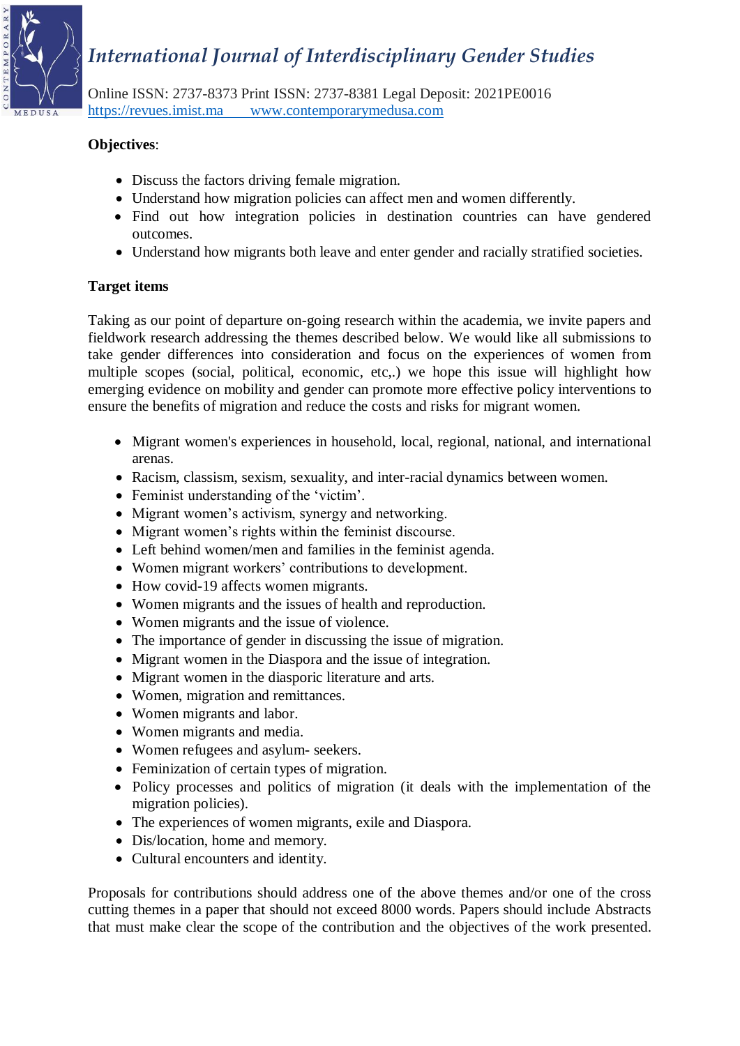**Objectives**:

- Discuss the factors driving female migration.
- Understand how migration policies can affect men and women differently.
- Find out how integration policies in destination countries can have gendered outcomes.
- Understand how migrants both leave and enter gender and racially stratified societies.

**Target items**

Taking as our point of departure on-going research within the academia, we invite papers and fieldwork research addressing the themes described below. We would like all submissions to take gender differences into consideration and focus on the experiences of women from multiple scopes (social, political, economic, etc,.) we hope this issue will highlight how emerging evidence on mobility and gender can promote more effective policy interventions to ensure the benefits of migration and reduce the costs and risks for migrant women.

- Migrant women's experiences in household, local, regional, national, and international arenas.
- Racism, classism, sexism, sexuality, and inter-racial dynamics between women.
- Feminist understanding of the 'victim'.
- Migrant women's activism, synergy and networking.
- Migrant women's rights within the feminist discourse.
- Left behind women/men and families in the feminist agenda.
- Women migrant workers' contributions to development.
- How covid-19 affects women migrants.
- Women migrants and the issues of health and reproduction.
- Women migrants and the issue of violence.
- The importance of gender in discussing the issue of migration.
- Migrant women in the Diaspora and the issue of integration.
- Migrant women in the diasporic literature and arts.
- Women, migration and remittances.
- Women migrants and labor.
- Women migrants and media.
- Women refugees and asylum- seekers.
- Feminization of certain types of migration.
- Policy processes and politics of migration (it deals with the implementation of the migration policies).
- The experiences of women migrants, exile and Diaspora.
- Dis/location, home and memory.
- Cultural encounters and identity.

Proposals for contributions should address one of the above themes and/or one of the cross cutting themes in a paper that should not exceed 8000 words. Papers should include Abstracts that must make clear the scope of the contribution and the objectives of the work presented.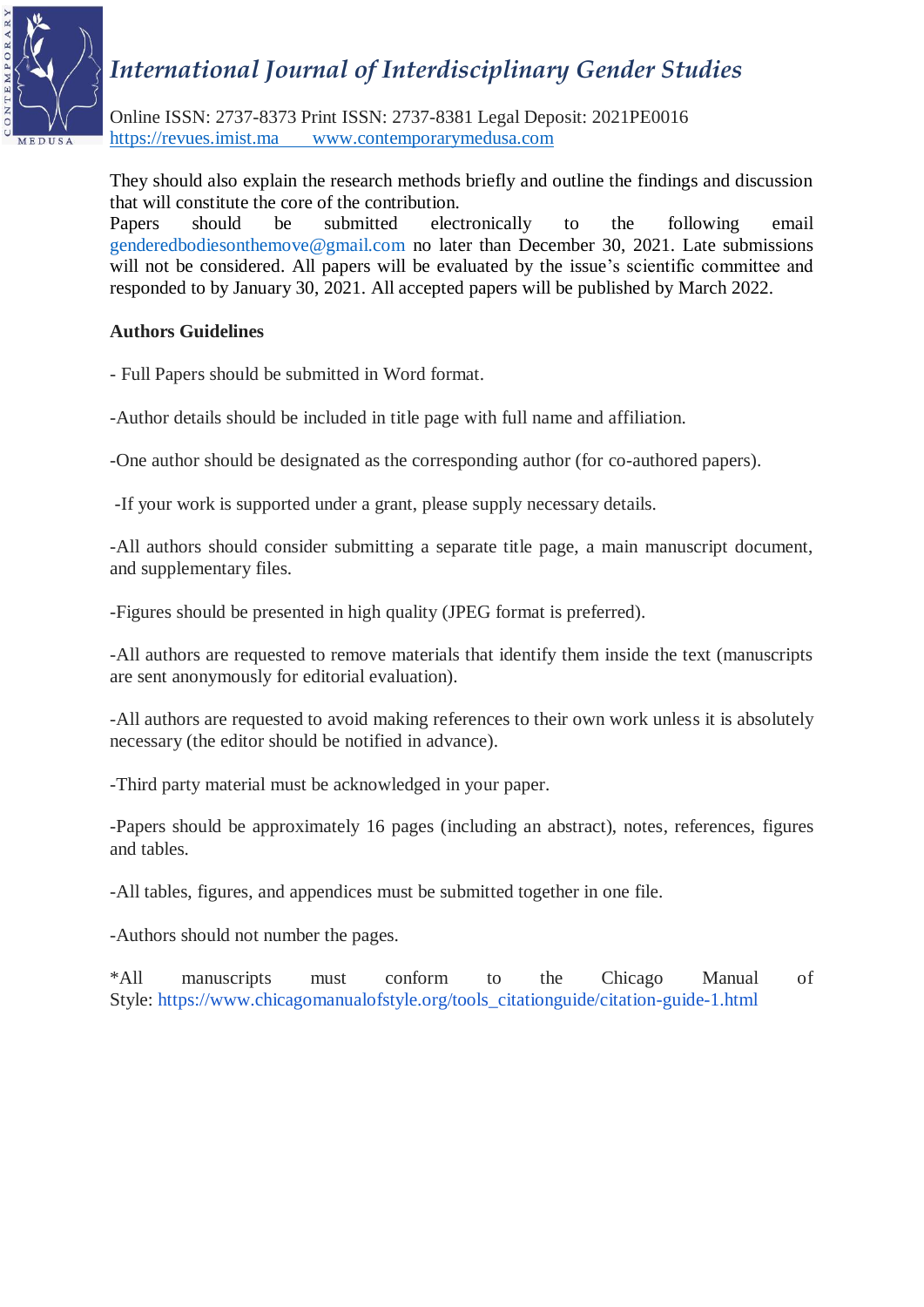They should also explain the research methods briefly and outline the findings and discussion that will constitute the core of the contribution.

Papers should be submitted electronically to the following email genderedbodiesonthemove@gmail.com no later than December 30, 2021. Late submissions will not be considered. All papers will be evaluated by the issue's scientific committee and responded to by January 30, 2021. All accepted papers will be published by March 2022.

**Authors Guidelines**

- Full Papers should be submitted in Word format.

-Author details should be included in title page with full name and affiliation.

-One author should be designated as the corresponding author (for co-authored papers).

-If your work is supported under a grant, please supply necessary details.

-All authors should consider submitting a separate title page, a main manuscript document, and supplementary files.

-Figures should be presented in high quality (JPEG format is preferred).

-All authors are requested to remove materials that identify them inside the text (manuscripts are sent anonymously for editorial evaluation).

-All authors are requested to avoid making references to their own work unless it is absolutely necessary (the editor should be notified in advance).

-Third party material must be acknowledged in your paper.

-Papers should be approximately 16 pages (including an abstract), notes, references, figures and tables.

-All tables, figures, and appendices must be submitted together in one file.

-Authors should not number the pages.

*All manuscripts must conform to the Chicago Manual of Style: https://www.chicagomanualofstyle.org/tools_citationguide/citation-guide-1.html